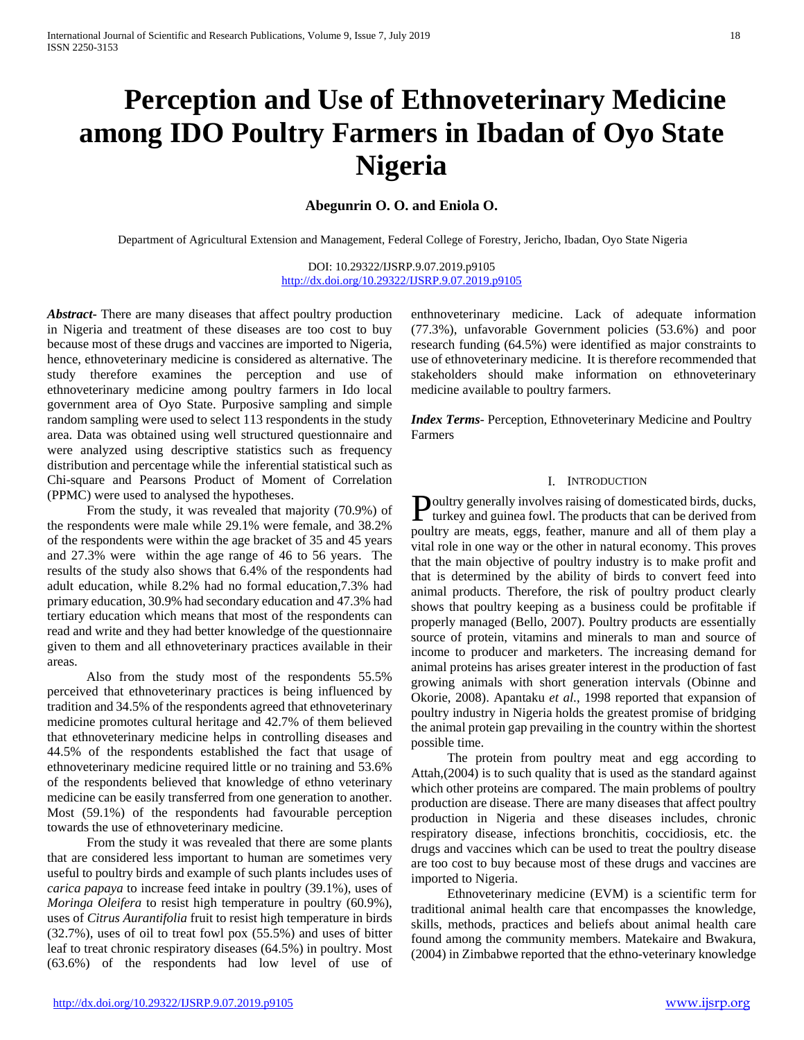# Perception and Use of Ethnoveterinary Medicine among IDO Poultry Farmers in Ibadan of Oyo State Nigeria

**Abegunrin O. O. and Eniola O.**

Department of Agricultural Extension and Management, Federal College of Forestry, Jericho, Ibadan, Oyo State Nigeria

DOI: 10.29322/IJSRP.9.07.2019.p9105
http://dx.doi.org/10.29322/IJSRP.9.07.2019.p9105

***Abstract***- There are many diseases that affect poultry production in Nigeria and treatment of these diseases are too cost to buy because most of these drugs and vaccines are imported to Nigeria, hence, ethnoveterinary medicine is considered as alternative. The study therefore examines the perception and use of ethnoveterinary medicine among poultry farmers in Ido local government area of Oyo State. Purposive sampling and simple random sampling were used to select 113 respondents in the study area. Data was obtained using well structured questionnaire and were analyzed using descriptive statistics such as frequency distribution and percentage while the inferential statistical such as Chi-square and Pearsons Product of Moment of Correlation (PPMC) were used to analysed the hypotheses.

From the study, it was revealed that majority (70.9%) of the respondents were male while 29.1% were female, and 38.2% of the respondents were within the age bracket of 35 and 45 years and 27.3% were within the age range of 46 to 56 years. The results of the study also shows that 6.4% of the respondents had adult education, while 8.2% had no formal education,7.3% had primary education, 30.9% had secondary education and 47.3% had tertiary education which means that most of the respondents can read and write and they had better knowledge of the questionnaire given to them and all ethnoveterinary practices available in their areas.

Also from the study most of the respondents 55.5% perceived that ethnoveterinary practices is being influenced by tradition and 34.5% of the respondents agreed that ethnoveterinary medicine promotes cultural heritage and 42.7% of them believed that ethnoveterinary medicine helps in controlling diseases and 44.5% of the respondents established the fact that usage of ethnoveterinary medicine required little or no training and 53.6% of the respondents believed that knowledge of ethno veterinary medicine can be easily transferred from one generation to another. Most (59.1%) of the respondents had favourable perception towards the use of ethnoveterinary medicine.

From the study it was revealed that there are some plants that are considered less important to human are sometimes very useful to poultry birds and example of such plants includes uses of *carica papaya* to increase feed intake in poultry (39.1%), uses of *Moringa Oleifera* to resist high temperature in poultry (60.9%), uses of *Citrus Aurantifolia* fruit to resist high temperature in birds (32.7%), uses of oil to treat fowl pox (55.5%) and uses of bitter leaf to treat chronic respiratory diseases (64.5%) in poultry. Most (63.6%) of the respondents had low level of use of enthnoveterinary medicine. Lack of adequate information (77.3%), unfavorable Government policies (53.6%) and poor research funding (64.5%) were identified as major constraints to use of ethnoveterinary medicine. It is therefore recommended that stakeholders should make information on ethnoveterinary medicine available to poultry farmers.

***Index Terms***- Perception, Ethnoveterinary Medicine and Poultry Farmers

## I. Introduction

Poultry generally involves raising of domesticated birds, ducks, turkey and guinea fowl. The products that can be derived from poultry are meats, eggs, feather, manure and all of them play a vital role in one way or the other in natural economy. This proves that the main objective of poultry industry is to make profit and that is determined by the ability of birds to convert feed into animal products. Therefore, the risk of poultry product clearly shows that poultry keeping as a business could be profitable if properly managed (Bello, 2007). Poultry products are essentially source of protein, vitamins and minerals to man and source of income to producer and marketers. The increasing demand for animal proteins has arises greater interest in the production of fast growing animals with short generation intervals (Obinne and Okorie, 2008). Apantaku *et al.*, 1998 reported that expansion of poultry industry in Nigeria holds the greatest promise of bridging the animal protein gap prevailing in the country within the shortest possible time.

The protein from poultry meat and egg according to Attah,(2004) is to such quality that is used as the standard against which other proteins are compared. The main problems of poultry production are disease. There are many diseases that affect poultry production in Nigeria and these diseases includes, chronic respiratory disease, infections bronchitis, coccidiosis, etc. the drugs and vaccines which can be used to treat the poultry disease are too cost to buy because most of these drugs and vaccines are imported to Nigeria.

Ethnoveterinary medicine (EVM) is a scientific term for traditional animal health care that encompasses the knowledge, skills, methods, practices and beliefs about animal health care found among the community members. Matekaire and Bwakura, (2004) in Zimbabwe reported that the ethno-veterinary knowledge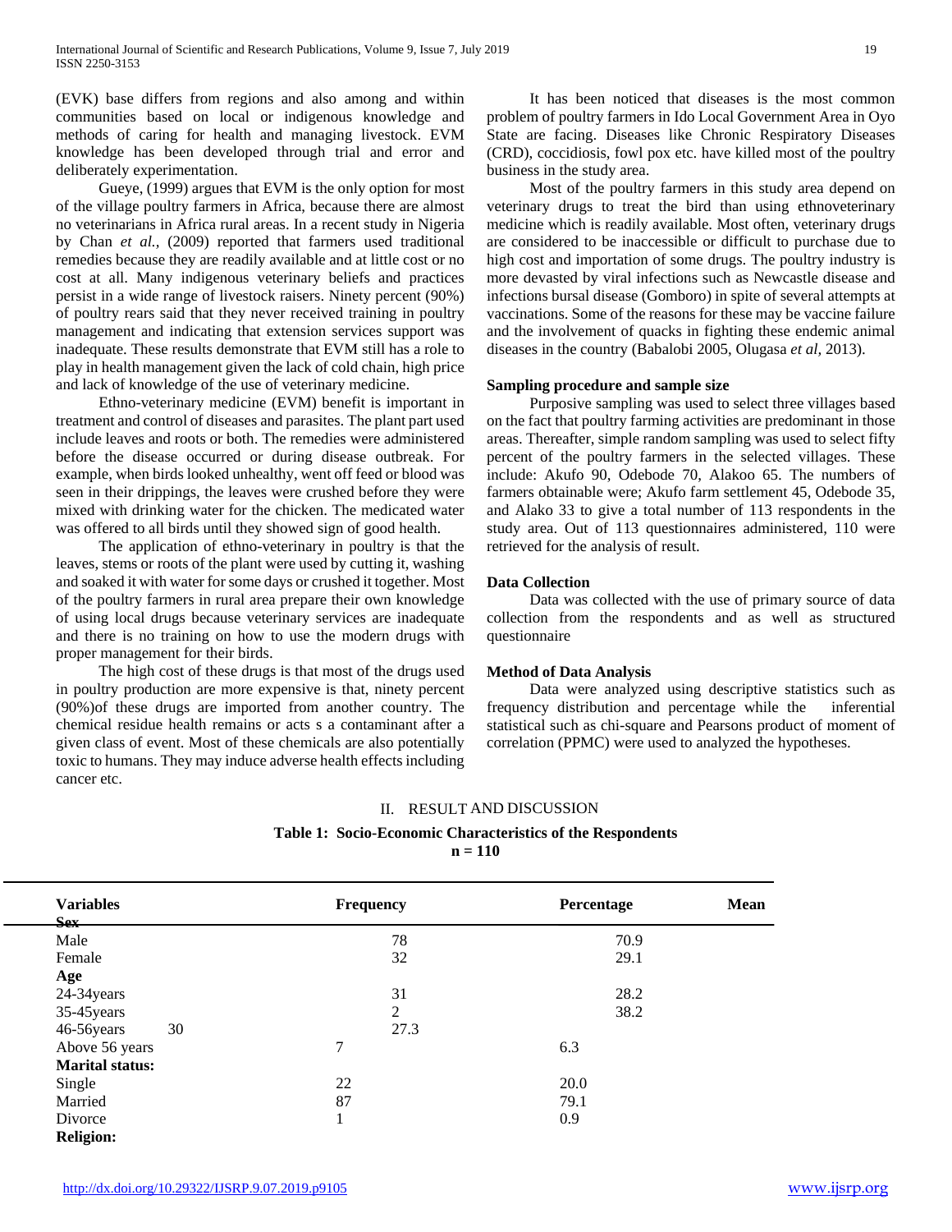(EVK) base differs from regions and also among and within communities based on local or indigenous knowledge and methods of caring for health and managing livestock. EVM knowledge has been developed through trial and error and deliberately experimentation.

Gueye, (1999) argues that EVM is the only option for most of the village poultry farmers in Africa, because there are almost no veterinarians in Africa rural areas. In a recent study in Nigeria by Chan *et al.,* (2009) reported that farmers used traditional remedies because they are readily available and at little cost or no cost at all. Many indigenous veterinary beliefs and practices persist in a wide range of livestock raisers. Ninety percent (90%) of poultry rears said that they never received training in poultry management and indicating that extension services support was inadequate. These results demonstrate that EVM still has a role to play in health management given the lack of cold chain, high price and lack of knowledge of the use of veterinary medicine.

Ethno-veterinary medicine (EVM) benefit is important in treatment and control of diseases and parasites. The plant part used include leaves and roots or both. The remedies were administered before the disease occurred or during disease outbreak. For example, when birds looked unhealthy, went off feed or blood was seen in their drippings, the leaves were crushed before they were mixed with drinking water for the chicken. The medicated water was offered to all birds until they showed sign of good health.

The application of ethno-veterinary in poultry is that the leaves, stems or roots of the plant were used by cutting it, washing and soaked it with water for some days or crushed it together. Most of the poultry farmers in rural area prepare their own knowledge of using local drugs because veterinary services are inadequate and there is no training on how to use the modern drugs with proper management for their birds.

The high cost of these drugs is that most of the drugs used in poultry production are more expensive is that, ninety percent (90%)of these drugs are imported from another country. The chemical residue health remains or acts s a contaminant after a given class of event. Most of these chemicals are also potentially toxic to humans. They may induce adverse health effects including cancer etc.

It has been noticed that diseases is the most common problem of poultry farmers in Ido Local Government Area in Oyo State are facing. Diseases like Chronic Respiratory Diseases (CRD), coccidiosis, fowl pox etc. have killed most of the poultry business in the study area.

Most of the poultry farmers in this study area depend on veterinary drugs to treat the bird than using ethnoveterinary medicine which is readily available. Most often, veterinary drugs are considered to be inaccessible or difficult to purchase due to high cost and importation of some drugs. The poultry industry is more devasted by viral infections such as Newcastle disease and infections bursal disease (Gomboro) in spite of several attempts at vaccinations. Some of the reasons for these may be vaccine failure and the involvement of quacks in fighting these endemic animal diseases in the country (Babalobi 2005, Olugasa *et al,* 2013).

### Sampling procedure and sample size

Purposive sampling was used to select three villages based on the fact that poultry farming activities are predominant in those areas. Thereafter, simple random sampling was used to select fifty percent of the poultry farmers in the selected villages. These include: Akufo 90, Odebode 70, Alakoo 65. The numbers of farmers obtainable were; Akufo farm settlement 45, Odebode 35, and Alako 33 to give a total number of 113 respondents in the study area. Out of 113 questionnaires administered, 110 were retrieved for the analysis of result.

### Data Collection

Data was collected with the use of primary source of data collection from the respondents and as well as structured questionnaire

### Method of Data Analysis

Data were analyzed using descriptive statistics such as frequency distribution and percentage while the inferential statistical such as chi-square and Pearsons product of moment of correlation (PPMC) were used to analyzed the hypotheses.

## II. RESULT AND DISCUSSION

**Table 1: Socio-Economic Characteristics of the Respondents**
**n = 110**

| Variables | Frequency | Percentage | Mean |
|---|---|---|---|
| **Sex** | | | |
| Male | 78 | 70.9 | |
| Female | 32 | 29.1 | |
| **Age** | | | |
| 24-34years | 31 | 28.2 | |
| 35-45years | 2 | 38.2 | |
| 46-56years | 30 | 27.3 | |
| Above 56 years | 7 | 6.3 | |
| **Marital status:** | | | |
| Single | 22 | 20.0 | |
| Married | 87 | 79.1 | |
| Divorce | 1 | 0.9 | |
| **Religion:** | | | |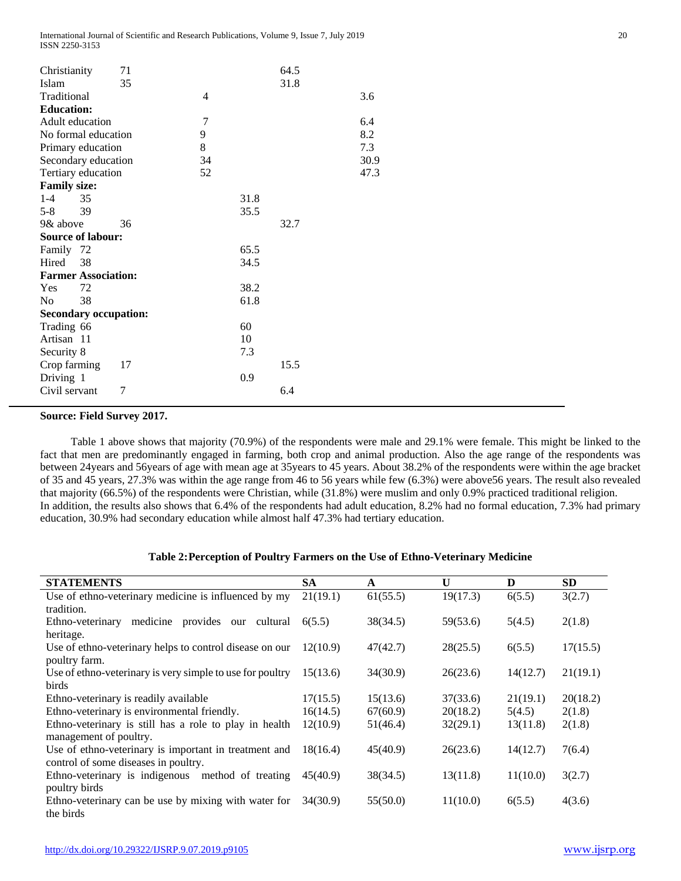| | | |
|---|---|---|
| Christianity | 71 | 64.5 |
| Islam | 35 | 31.8 |
| Traditional | 4 | 3.6 |
| **Education:** | | |
| Adult education | 7 | 6.4 |
| No formal education | 9 | 8.2 |
| Primary education | 8 | 7.3 |
| Secondary education | 34 | 30.9 |
| Tertiary education | 52 | 47.3 |
| **Family size:** | | |
| 1-4 | 35 | 31.8 |
| 5-8 | 39 | 35.5 |
| 9& above | 36 | 32.7 |
| **Source of labour:** | | |
| Family | 72 | 65.5 |
| Hired | 38 | 34.5 |
| **Farmer Association:** | | |
| Yes | 72 | 38.2 |
| No | 38 | 61.8 |
| **Secondary occupation:** | | |
| Trading | 66 | 60 |
| Artisan | 11 | 10 |
| Security | 8 | 7.3 |
| Crop farming | 17 | 15.5 |
| Driving | 1 | 0.9 |
| Civil servant | 7 | 6.4 |

**Source: Field Survey 2017.**

Table 1 above shows that majority (70.9%) of the respondents were male and 29.1% were female. This might be linked to the fact that men are predominantly engaged in farming, both crop and animal production. Also the age range of the respondents was between 24years and 56years of age with mean age at 35years to 45 years. About 38.2% of the respondents were within the age bracket of 35 and 45 years, 27.3% was within the age range from 46 to 56 years while few (6.3%) were above56 years. The result also revealed that majority (66.5%) of the respondents were Christian, while (31.8%) were muslim and only 0.9% practiced traditional religion.
In addition, the results also shows that 6.4% of the respondents had adult education, 8.2% had no formal education, 7.3% had primary education, 30.9% had secondary education while almost half 47.3% had tertiary education.

**Table 2: Perception of Poultry Farmers on the Use of Ethno-Veterinary Medicine**

| STATEMENTS | SA | A | U | D | SD |
|---|---|---|---|---|---|
| Use of ethno-veterinary medicine is influenced by my tradition. | 21(19.1) | 61(55.5) | 19(17.3) | 6(5.5) | 3(2.7) |
| Ethno-veterinary medicine provides our cultural heritage. | 6(5.5) | 38(34.5) | 59(53.6) | 5(4.5) | 2(1.8) |
| Use of ethno-veterinary helps to control disease on our poultry farm. | 12(10.9) | 47(42.7) | 28(25.5) | 6(5.5) | 17(15.5) |
| Use of ethno-veterinary is very simple to use for poultry birds | 15(13.6) | 34(30.9) | 26(23.6) | 14(12.7) | 21(19.1) |
| Ethno-veterinary is readily available | 17(15.5) | 15(13.6) | 37(33.6) | 21(19.1) | 20(18.2) |
| Ethno-veterinary is environmental friendly. | 16(14.5) | 67(60.9) | 20(18.2) | 5(4.5) | 2(1.8) |
| Ethno-veterinary is still has a role to play in health management of poultry. | 12(10.9) | 51(46.4) | 32(29.1) | 13(11.8) | 2(1.8) |
| Use of ethno-veterinary is important in treatment and control of some diseases in poultry. | 18(16.4) | 45(40.9) | 26(23.6) | 14(12.7) | 7(6.4) |
| Ethno-veterinary is indigenous method of treating poultry birds | 45(40.9) | 38(34.5) | 13(11.8) | 11(10.0) | 3(2.7) |
| Ethno-veterinary can be use by mixing with water for the birds | 34(30.9) | 55(50.0) | 11(10.0) | 6(5.5) | 4(3.6) |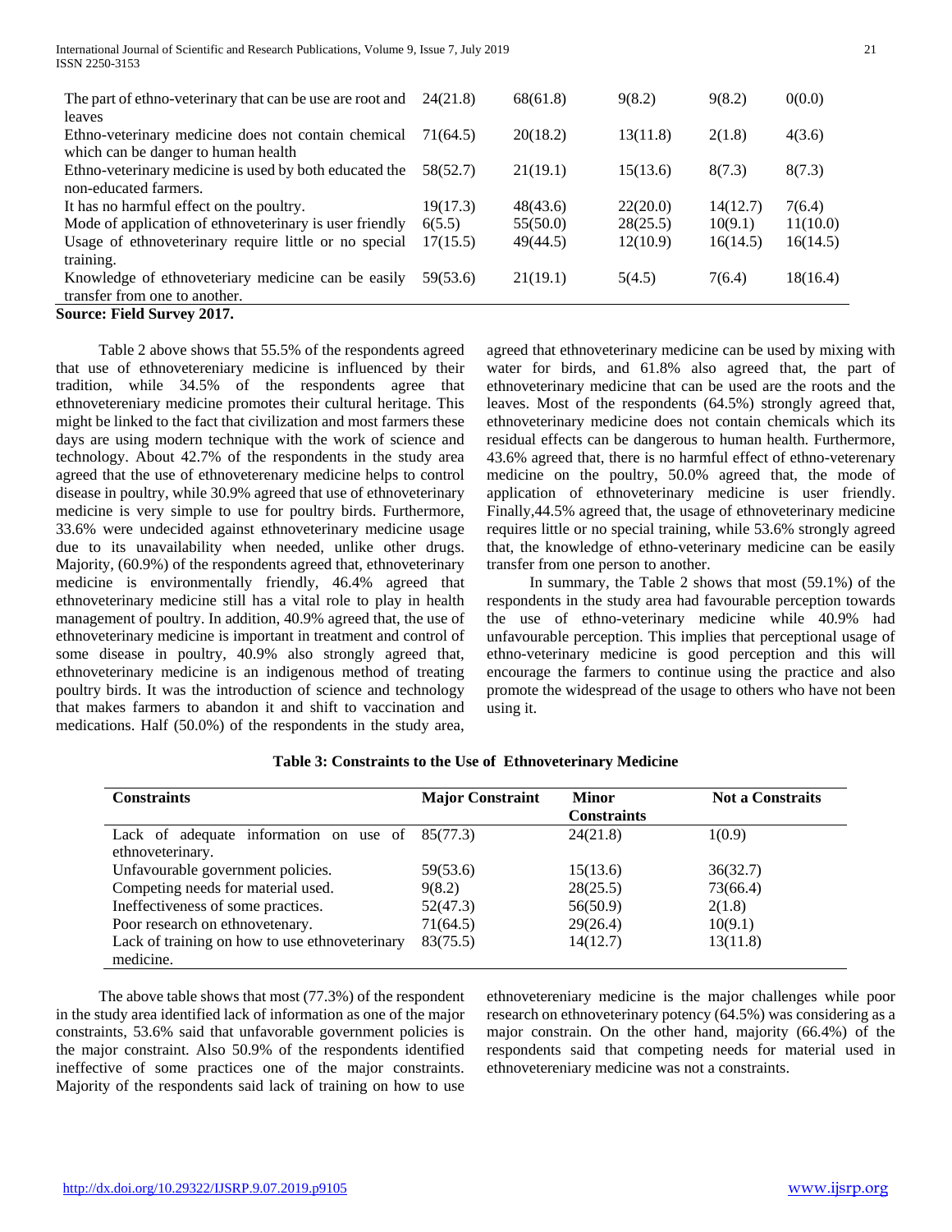| | | | | | |
|---|---|---|---|---|---|
| The part of ethno-veterinary that can be use are root and leaves | 24(21.8) | 68(61.8) | 9(8.2) | 9(8.2) | 0(0.0) |
| Ethno-veterinary medicine does not contain chemical which can be danger to human health | 71(64.5) | 20(18.2) | 13(11.8) | 2(1.8) | 4(3.6) |
| Ethno-veterinary medicine is used by both educated the non-educated farmers. | 58(52.7) | 21(19.1) | 15(13.6) | 8(7.3) | 8(7.3) |
| It has no harmful effect on the poultry. | 19(17.3) | 48(43.6) | 22(20.0) | 14(12.7) | 7(6.4) |
| Mode of application of ethnoveterinary is user friendly | 6(5.5) | 55(50.0) | 28(25.5) | 10(9.1) | 11(10.0) |
| Usage of ethnoveterinary require little or no special training. | 17(15.5) | 49(44.5) | 12(10.9) | 16(14.5) | 16(14.5) |
| Knowledge of ethnoveterinary medicine can be easily transfer from one to another. | 59(53.6) | 21(19.1) | 5(4.5) | 7(6.4) | 18(16.4) |

**Source: Field Survey 2017.**

Table 2 above shows that 55.5% of the respondents agreed that use of ethnovetereniary medicine is influenced by their tradition, while 34.5% of the respondents agree that ethnovetereniary medicine promotes their cultural heritage. This might be linked to the fact that civilization and most farmers these days are using modern technique with the work of science and technology. About 42.7% of the respondents in the study area agreed that the use of ethnoveterenary medicine helps to control disease in poultry, while 30.9% agreed that use of ethnoveterinary medicine is very simple to use for poultry birds. Furthermore, 33.6% were undecided against ethnoveterinary medicine usage due to its unavailability when needed, unlike other drugs. Majority, (60.9%) of the respondents agreed that, ethnoveterinary medicine is environmentally friendly, 46.4% agreed that ethnoveterinary medicine still has a vital role to play in health management of poultry. In addition, 40.9% agreed that, the use of ethnoveterinary medicine is important in treatment and control of some disease in poultry, 40.9% also strongly agreed that, ethnoveterinary medicine is an indigenous method of treating poultry birds. It was the introduction of science and technology that makes farmers to abandon it and shift to vaccination and medications. Half (50.0%) of the respondents in the study area, agreed that ethnoveterinary medicine can be used by mixing with water for birds, and 61.8% also agreed that, the part of ethnoveterinary medicine that can be used are the roots and the leaves. Most of the respondents (64.5%) strongly agreed that, ethnoveterinary medicine does not contain chemicals which its residual effects can be dangerous to human health. Furthermore, 43.6% agreed that, there is no harmful effect of ethno-veterenary medicine on the poultry, 50.0% agreed that, the mode of application of ethnoveterinary medicine is user friendly. Finally,44.5% agreed that, the usage of ethnoveterinary medicine requires little or no special training, while 53.6% strongly agreed that, the knowledge of ethno-veterinary medicine can be easily transfer from one person to another.

In summary, the Table 2 shows that most (59.1%) of the respondents in the study area had favourable perception towards the use of ethno-veterinary medicine while 40.9% had unfavourable perception. This implies that perceptional usage of ethno-veterinary medicine is good perception and this will encourage the farmers to continue using the practice and also promote the widespread of the usage to others who have not been using it.

**Table 3: Constraints to the Use of Ethnoveterinary Medicine**

| Constraints | Major Constraint | Minor Constraints | Not a Constraits |
|---|---|---|---|
| Lack of adequate information on use of ethnoveterinary. | 85(77.3) | 24(21.8) | 1(0.9) |
| Unfavourable government policies. | 59(53.6) | 15(13.6) | 36(32.7) |
| Competing needs for material used. | 9(8.2) | 28(25.5) | 73(66.4) |
| Ineffectiveness of some practices. | 52(47.3) | 56(50.9) | 2(1.8) |
| Poor research on ethnovetenary. | 71(64.5) | 29(26.4) | 10(9.1) |
| Lack of training on how to use ethnoveterinary medicine. | 83(75.5) | 14(12.7) | 13(11.8) |

The above table shows that most (77.3%) of the respondent in the study area identified lack of information as one of the major constraints, 53.6% said that unfavorable government policies is the major constraint. Also 50.9% of the respondents identified ineffective of some practices one of the major constraints. Majority of the respondents said lack of training on how to use ethnovetereniary medicine is the major challenges while poor research on ethnoveterinary potency (64.5%) was considering as a major constrain. On the other hand, majority (66.4%) of the respondents said that competing needs for material used in ethnovetereniary medicine was not a constraints.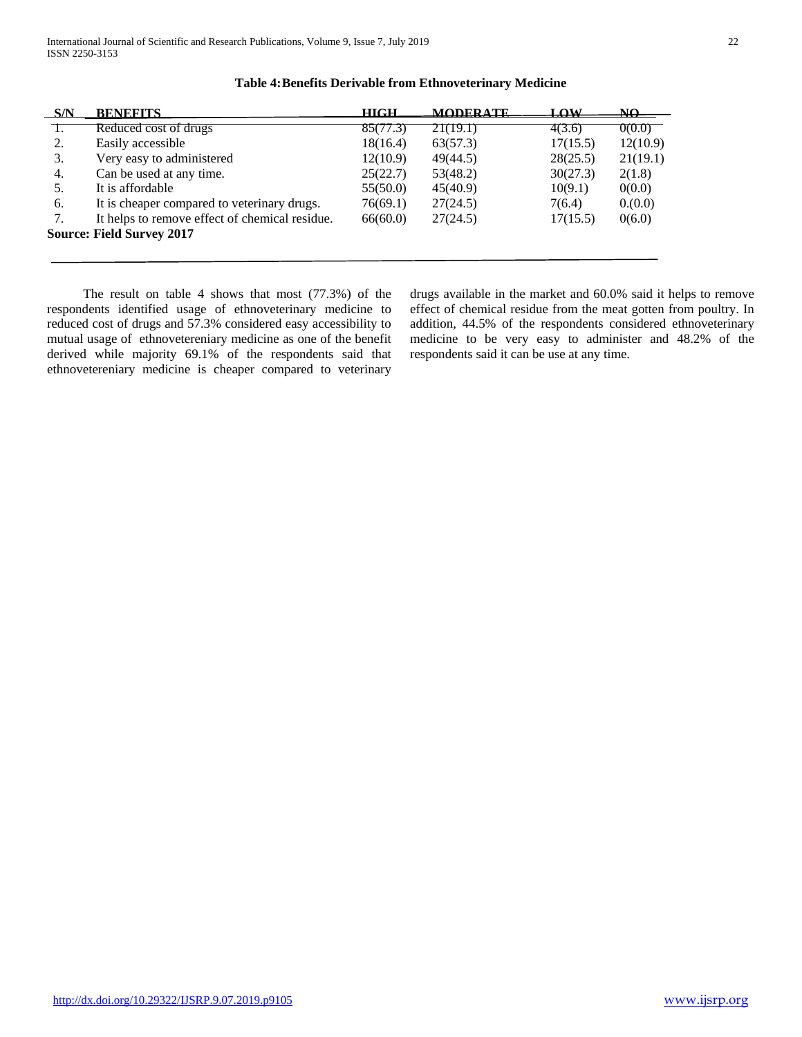**Table 4: Benefits Derivable from Ethnoveterinary Medicine**

| S/N | BENEFITS | HIGH | MODERATE | LOW | NO |
|---|---|---|---|---|---|
| 1. | Reduced cost of drugs | 85(77.3) | 21(19.1) | 4(3.6) | 0(0.0) |
| 2. | Easily accessible | 18(16.4) | 63(57.3) | 17(15.5) | 12(10.9) |
| 3. | Very easy to administered | 12(10.9) | 49(44.5) | 28(25.5) | 21(19.1) |
| 4. | Can be used at any time. | 25(22.7) | 53(48.2) | 30(27.3) | 2(1.8) |
| 5. | It is affordable | 55(50.0) | 45(40.9) | 10(9.1) | 0(0.0) |
| 6. | It is cheaper compared to veterinary drugs. | 76(69.1) | 27(24.5) | 7(6.4) | 0.(0.0) |
| 7. | It helps to remove effect of chemical residue. | 66(60.0) | 27(24.5) | 17(15.5) | 0(6.0) |

**Source: Field Survey 2017**

The result on table 4 shows that most (77.3%) of the respondents identified usage of ethnoveterinary medicine to reduced cost of drugs and 57.3% considered easy accessibility to mutual usage of ethnovetereniary medicine as one of the benefit derived while majority 69.1% of the respondents said that ethnovetereniary medicine is cheaper compared to veterinary drugs available in the market and 60.0% said it helps to remove effect of chemical residue from the meat gotten from poultry. In addition, 44.5% of the respondents considered ethnoveterinary medicine to be very easy to administer and 48.2% of the respondents said it can be use at any time.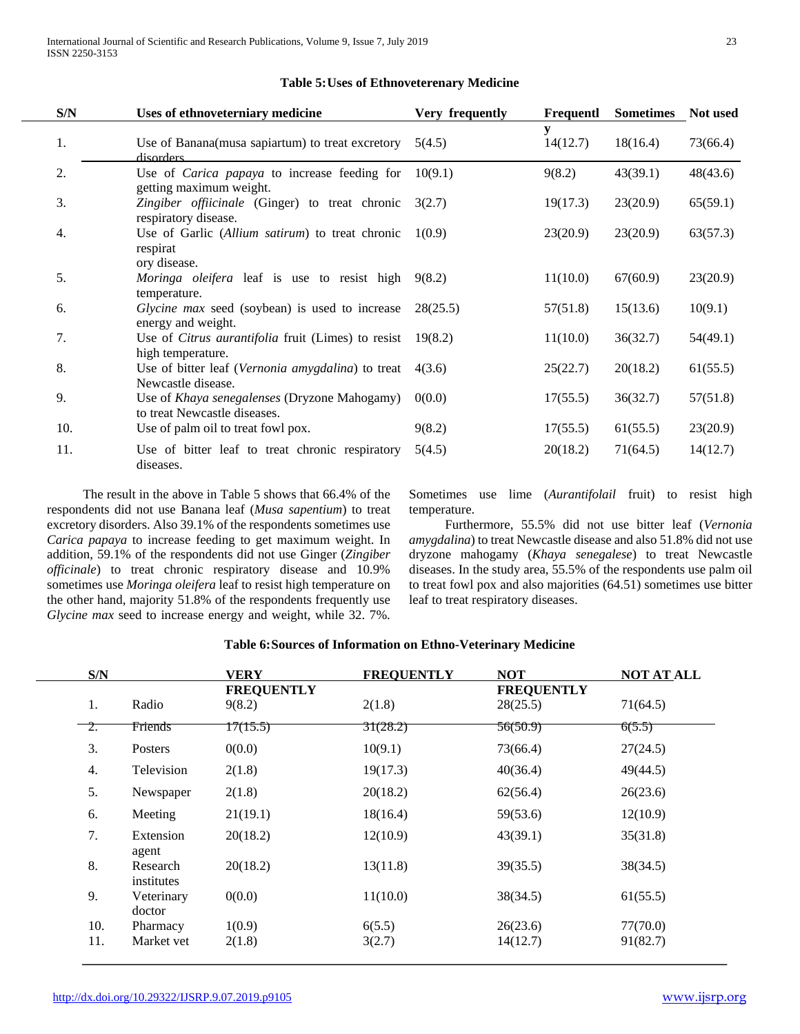**Table 5: Uses of Ethnoveterenary Medicine**

| S/N | Uses of ethnoveterniary medicine | Very frequently | Frequently | Sometimes | Not used |
|---|---|---|---|---|---|
| 1. | Use of Banana(musa sapiartum) to treat excretory disorders | 5(4.5) | 14(12.7) | 18(16.4) | 73(66.4) |
| 2. | Use of *Carica papaya* to increase feeding for getting maximum weight. | 10(9.1) | 9(8.2) | 43(39.1) | 48(43.6) |
| 3. | *Zingiber offiicinale* (Ginger) to treat chronic respiratory disease. | 3(2.7) | 19(17.3) | 23(20.9) | 65(59.1) |
| 4. | Use of Garlic (*Allium satirum*) to treat chronic respirat ory disease. | 1(0.9) | 23(20.9) | 23(20.9) | 63(57.3) |
| 5. | *Moringa oleifera* leaf is use to resist high temperature. | 9(8.2) | 11(10.0) | 67(60.9) | 23(20.9) |
| 6. | *Glycine max* seed (soybean) is used to increase energy and weight. | 28(25.5) | 57(51.8) | 15(13.6) | 10(9.1) |
| 7. | Use of *Citrus aurantifolia* fruit (Limes) to resist high temperature. | 19(8.2) | 11(10.0) | 36(32.7) | 54(49.1) |
| 8. | Use of bitter leaf (*Vernonia amygdalina*) to treat Newcastle disease. | 4(3.6) | 25(22.7) | 20(18.2) | 61(55.5) |
| 9. | Use of *Khaya senegalenses* (Dryzone Mahogamy) to treat Newcastle diseases. | 0(0.0) | 17(55.5) | 36(32.7) | 57(51.8) |
| 10. | Use of palm oil to treat fowl pox. | 9(8.2) | 17(55.5) | 61(55.5) | 23(20.9) |
| 11. | Use of bitter leaf to treat chronic respiratory diseases. | 5(4.5) | 20(18.2) | 71(64.5) | 14(12.7) |

The result in the above in Table 5 shows that 66.4% of the respondents did not use Banana leaf (*Musa sapentium*) to treat excretory disorders. Also 39.1% of the respondents sometimes use *Carica papaya* to increase feeding to get maximum weight. In addition, 59.1% of the respondents did not use Ginger (*Zingiber officinale*) to treat chronic respiratory disease and 10.9% sometimes use *Moringa oleifera* leaf to resist high temperature on the other hand, majority 51.8% of the respondents frequently use *Glycine max* seed to increase energy and weight, while 32. 7%. Sometimes use lime (*Aurantifolail* fruit) to resist high temperature.

Furthermore, 55.5% did not use bitter leaf (*Vernonia amygdalina*) to treat Newcastle disease and also 51.8% did not use dryzone mahogamy (*Khaya senegalese*) to treat Newcastle diseases. In the study area, 55.5% of the respondents use palm oil to treat fowl pox and also majorities (64.51) sometimes use bitter leaf to treat respiratory diseases.

**Table 6: Sources of Information on Ethno-Veterinary Medicine**

| S/N | | VERY FREQUENTLY | FREQUENTLY | NOT FREQUENTLY | NOT AT ALL |
|---|---|---|---|---|---|
| 1. | Radio | 9(8.2) | 2(1.8) | 28(25.5) | 71(64.5) |
| 2. | Friends | 17(15.5) | 31(28.2) | 56(50.9) | 6(5.5) |
| 3. | Posters | 0(0.0) | 10(9.1) | 73(66.4) | 27(24.5) |
| 4. | Television | 2(1.8) | 19(17.3) | 40(36.4) | 49(44.5) |
| 5. | Newspaper | 2(1.8) | 20(18.2) | 62(56.4) | 26(23.6) |
| 6. | Meeting | 21(19.1) | 18(16.4) | 59(53.6) | 12(10.9) |
| 7. | Extension agent | 20(18.2) | 12(10.9) | 43(39.1) | 35(31.8) |
| 8. | Research institutes | 20(18.2) | 13(11.8) | 39(35.5) | 38(34.5) |
| 9. | Veterinary doctor | 0(0.0) | 11(10.0) | 38(34.5) | 61(55.5) |
| 10. | Pharmacy | 1(0.9) | 6(5.5) | 26(23.6) | 77(70.0) |
| 11. | Market vet | 2(1.8) | 3(2.7) | 14(12.7) | 91(82.7) |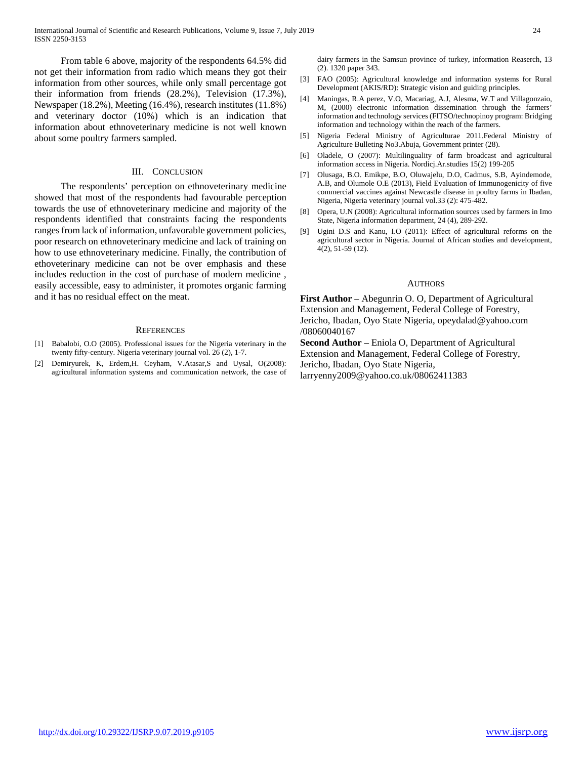From table 6 above, majority of the respondents 64.5% did not get their information from radio which means they got their information from other sources, while only small percentage got their information from friends (28.2%), Television (17.3%), Newspaper (18.2%), Meeting (16.4%), research institutes (11.8%) and veterinary doctor (10%) which is an indication that information about ethnoveterinary medicine is not well known about some poultry farmers sampled.

## III. Conclusion

The respondents' perception on ethnoveterinary medicine showed that most of the respondents had favourable perception towards the use of ethnoveterinary medicine and majority of the respondents identified that constraints facing the respondents ranges from lack of information, unfavorable government policies, poor research on ethnoveterinary medicine and lack of training on how to use ethnoveterinary medicine. Finally, the contribution of ethoveterinary medicine can not be over emphasis and these includes reduction in the cost of purchase of modern medicine , easily accessible, easy to administer, it promotes organic farming and it has no residual effect on the meat.

## References

[1] Babalobi, O.O (2005). Professional issues for the Nigeria veterinary in the twenty fifty-century. Nigeria veterinary journal vol. 26 (2), 1-7.

[2] Demiryurek, K, Erdem,H. Ceyham, V.Atasar,S and Uysal, O(2008): agricultural information systems and communication network, the case of dairy farmers in the Samsun province of turkey, information Reaserch, 13 (2). 1320 paper 343.

[3] FAO (2005): Agricultural knowledge and information systems for Rural Development (AKIS/RD): Strategic vision and guiding principles.

[4] Maningas, R.A perez, V.O, Macariag, A.J, Alesma, W.T and Villagonzaio, M, (2000) electronic information dissemination through the farmers' information and technology services (FITSO/technopinoy program: Bridging information and technology within the reach of the farmers.

[5] Nigeria Federal Ministry of Agriculturae 2011.Federal Ministry of Agriculture Bulleting No3.Abuja, Government printer (28).

[6] Oladele, O (2007): Multilinguality of farm broadcast and agricultural information access in Nigeria. Nordicj.Ar.studies 15(2) 199-205

[7] Olusaga, B.O. Emikpe, B.O, Oluwajelu, D.O, Cadmus, S.B, Ayindemode, A.B, and Olumole O.E (2013), Field Evaluation of Immunogenicity of five commercial vaccines against Newcastle disease in poultry farms in Ibadan, Nigeria, Nigeria veterinary journal vol.33 (2): 475-482.

[8] Opera, U.N (2008): Agricultural information sources used by farmers in Imo State, Nigeria information department, 24 (4), 289-292.

[9] Ugini D.S and Kanu, I.O (2011): Effect of agricultural reforms on the agricultural sector in Nigeria. Journal of African studies and development, 4(2), 51-59 (12).

## Authors

**First Author** – Abegunrin O. O, Department of Agricultural Extension and Management, Federal College of Forestry, Jericho, Ibadan, Oyo State Nigeria, opeydalad@yahoo.com /08060040167

**Second Author** – Eniola O, Department of Agricultural Extension and Management, Federal College of Forestry, Jericho, Ibadan, Oyo State Nigeria, larryenny2009@yahoo.co.uk/08062411383